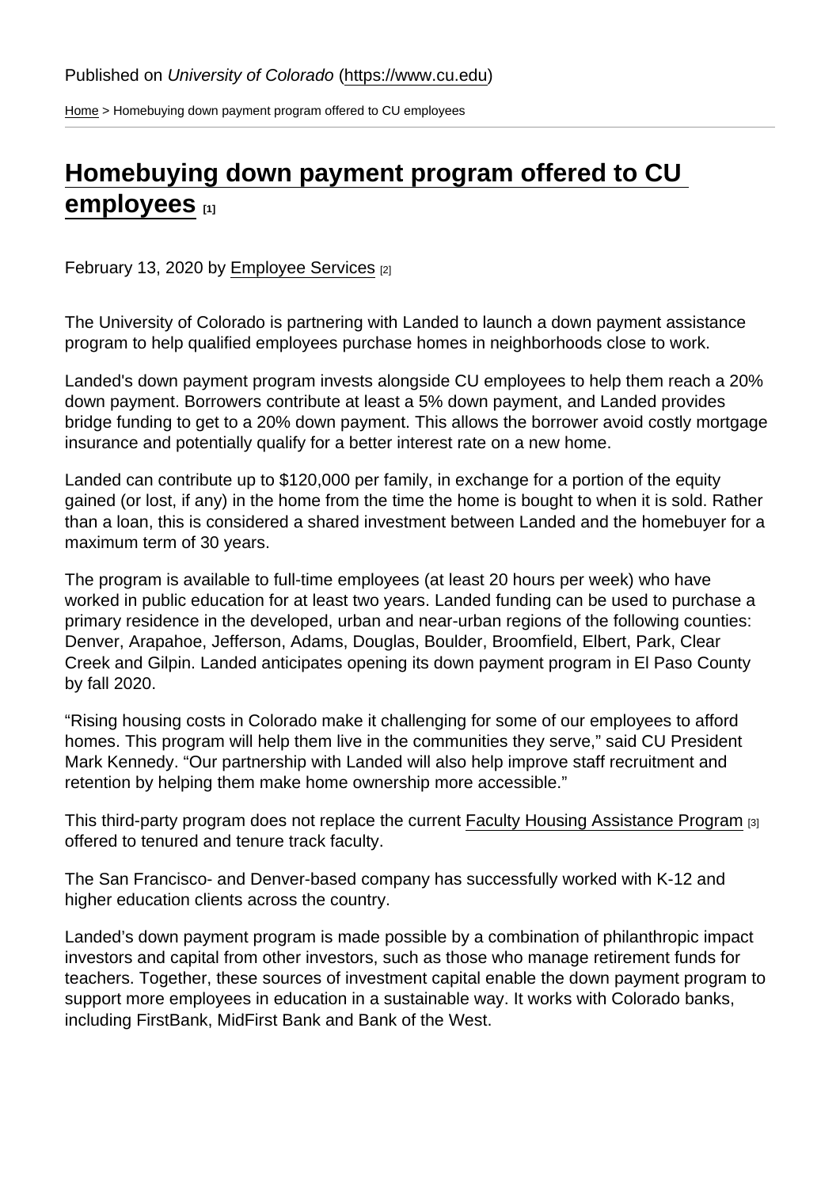Published on *University of Colorado* (https://www.cu.edu)

Home > Homebuying down payment program offered to CU employees

# Homebuying down payment program offered to CU employees [1]

February 13, 2020 by Employee Services [2]

The University of Colorado is partnering with Landed to launch a down payment assistance program to help qualified employees purchase homes in neighborhoods close to work.

Landed's down payment program invests alongside CU employees to help them reach a 20% down payment. Borrowers contribute at least a 5% down payment, and Landed provides bridge funding to get to a 20% down payment. This allows the borrower avoid costly mortgage insurance and potentially qualify for a better interest rate on a new home.

Landed can contribute up to $120,000 per family, in exchange for a portion of the equity gained (or lost, if any) in the home from the time the home is bought to when it is sold. Rather than a loan, this is considered a shared investment between Landed and the homebuyer for a maximum term of 30 years.

The program is available to full-time employees (at least 20 hours per week) who have worked in public education for at least two years. Landed funding can be used to purchase a primary residence in the developed, urban and near-urban regions of the following counties: Denver, Arapahoe, Jefferson, Adams, Douglas, Boulder, Broomfield, Elbert, Park, Clear Creek and Gilpin. Landed anticipates opening its down payment program in El Paso County by fall 2020.

“Rising housing costs in Colorado make it challenging for some of our employees to afford homes. This program will help them live in the communities they serve,” said CU President Mark Kennedy. “Our partnership with Landed will also help improve staff recruitment and retention by helping them make home ownership more accessible.”

This third-party program does not replace the current Faculty Housing Assistance Program [3] offered to tenured and tenure track faculty.

The San Francisco- and Denver-based company has successfully worked with K-12 and higher education clients across the country.

Landed’s down payment program is made possible by a combination of philanthropic impact investors and capital from other investors, such as those who manage retirement funds for teachers. Together, these sources of investment capital enable the down payment program to support more employees in education in a sustainable way. It works with Colorado banks, including FirstBank, MidFirst Bank and Bank of the West.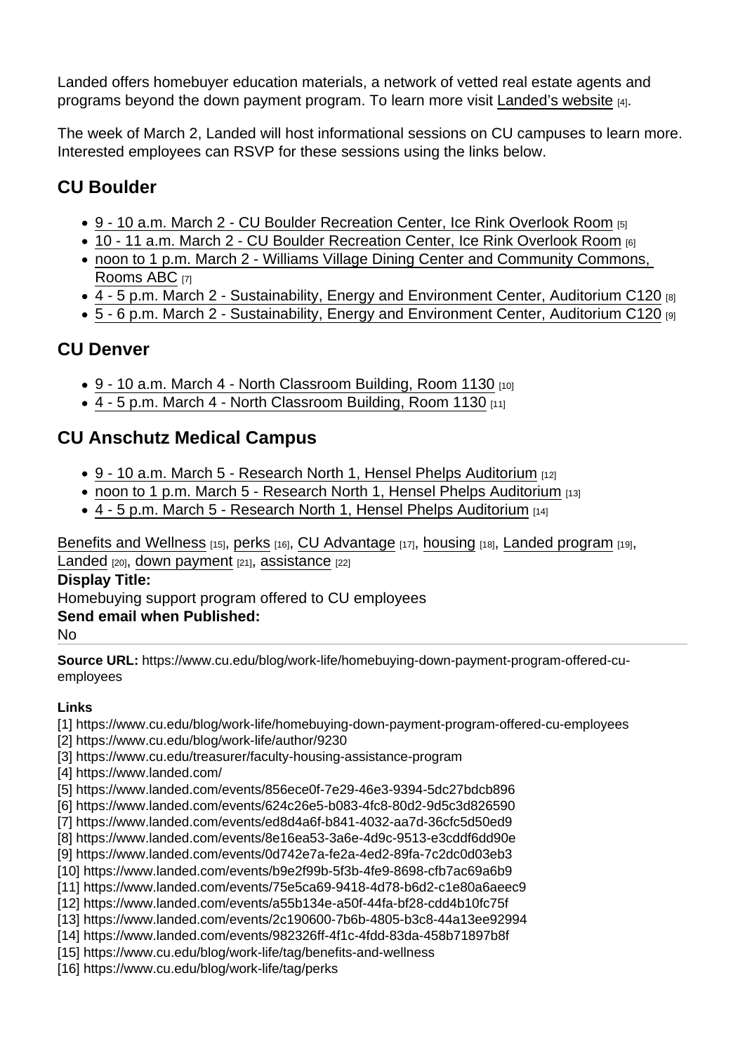Landed offers homebuyer education materials, a network of vetted real estate agents and programs beyond the down payment program. To learn more visit Landed's website [4].

The week of March 2, Landed will host informational sessions on CU campuses to learn more. Interested employees can RSVP for these sessions using the links below.

## CU Boulder

- 9 - 10 a.m. March 2 - CU Boulder Recreation Center, Ice Rink Overlook Room [5]
- 10 - 11 a.m. March 2 - CU Boulder Recreation Center, Ice Rink Overlook Room [6]
- noon to 1 p.m. March 2 - Williams Village Dining Center and Community Commons, Rooms ABC [7]
- 4 - 5 p.m. March 2 - Sustainability, Energy and Environment Center, Auditorium C120 [8]
- 5 - 6 p.m. March 2 - Sustainability, Energy and Environment Center, Auditorium C120 [9]

## CU Denver

- 9 - 10 a.m. March 4 - North Classroom Building, Room 1130 [10]
- 4 - 5 p.m. March 4 - North Classroom Building, Room 1130 [11]

## CU Anschutz Medical Campus

- 9 - 10 a.m. March 5 - Research North 1, Hensel Phelps Auditorium [12]
- noon to 1 p.m. March 5 - Research North 1, Hensel Phelps Auditorium [13]
- 4 - 5 p.m. March 5 - Research North 1, Hensel Phelps Auditorium [14]

Benefits and Wellness [15], perks [16], CU Advantage [17], housing [18], Landed program [19], Landed [20], down payment [21], assistance [22]

**Display Title:**
Homebuying support program offered to CU employees

**Send email when Published:**
No

**Source URL:** https://www.cu.edu/blog/work-life/homebuying-down-payment-program-offered-cu-employees

**Links**
[1] https://www.cu.edu/blog/work-life/homebuying-down-payment-program-offered-cu-employees
[2] https://www.cu.edu/blog/work-life/author/9230
[3] https://www.cu.edu/treasurer/faculty-housing-assistance-program
[4] https://www.landed.com/
[5] https://www.landed.com/events/856ece0f-7e29-46e3-9394-5dc27bdcb896
[6] https://www.landed.com/events/624c26e5-b083-4fc8-80d2-9d5c3d826590
[7] https://www.landed.com/events/ed8d4a6f-b841-4032-aa7d-36cfc5d50ed9
[8] https://www.landed.com/events/8e16ea53-3a6e-4d9c-9513-e3cddf6dd90e
[9] https://www.landed.com/events/0d742e7a-fe2a-4ed2-89fa-7c2dc0d03eb3
[10] https://www.landed.com/events/b9e2f99b-5f3b-4fe9-8698-cfb7ac69a6b9
[11] https://www.landed.com/events/75e5ca69-9418-4d78-b6d2-c1e80a6aeec9
[12] https://www.landed.com/events/a55b134e-a50f-44fa-bf28-cdd4b10fc75f
[13] https://www.landed.com/events/2c190600-7b6b-4805-b3c8-44a13ee92994
[14] https://www.landed.com/events/982326ff-4f1c-4fdd-83da-458b71897b8f
[15] https://www.cu.edu/blog/work-life/tag/benefits-and-wellness
[16] https://www.cu.edu/blog/work-life/tag/perks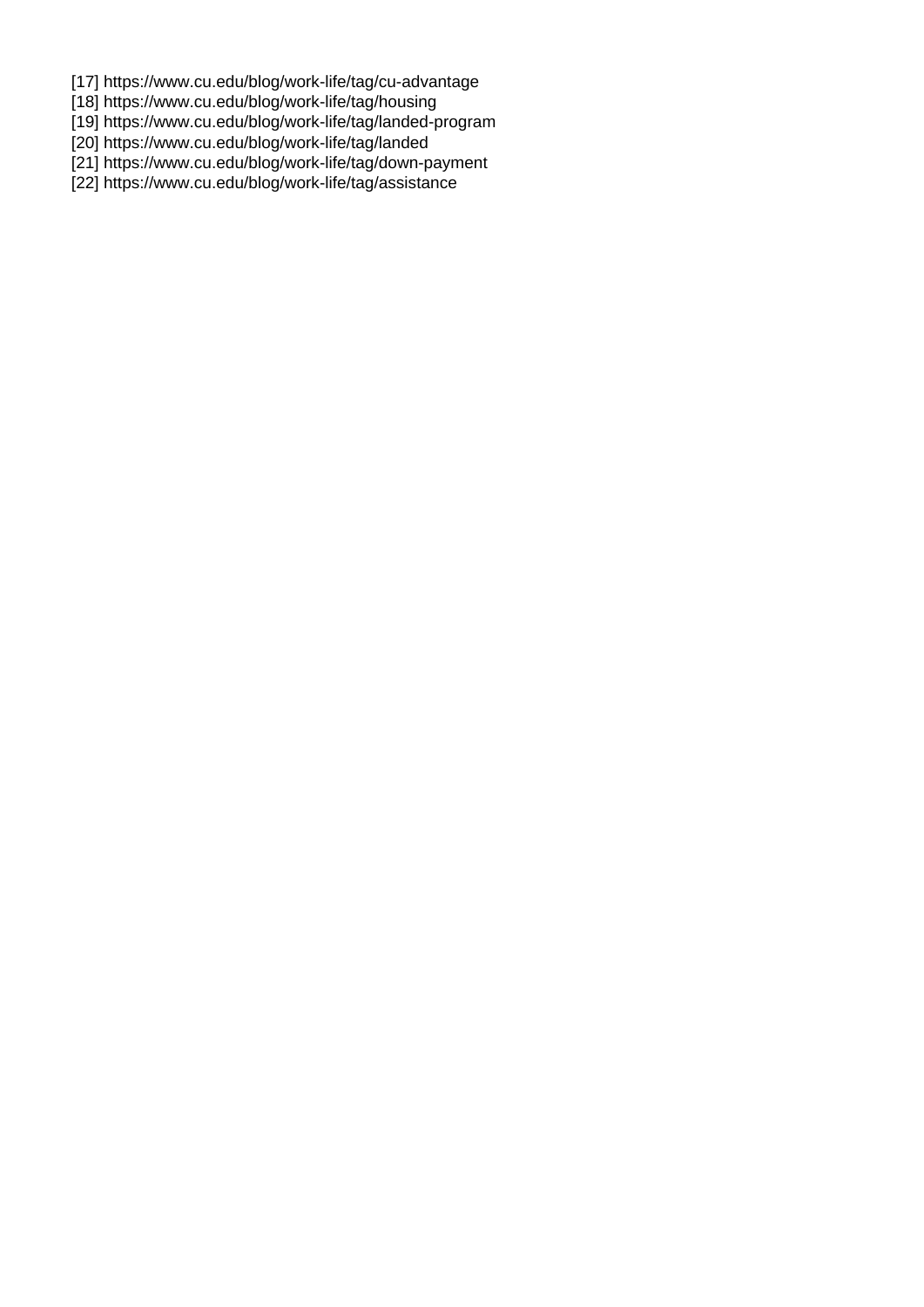[17] https://www.cu.edu/blog/work-life/tag/cu-advantage
[18] https://www.cu.edu/blog/work-life/tag/housing
[19] https://www.cu.edu/blog/work-life/tag/landed-program
[20] https://www.cu.edu/blog/work-life/tag/landed
[21] https://www.cu.edu/blog/work-life/tag/down-payment
[22] https://www.cu.edu/blog/work-life/tag/assistance